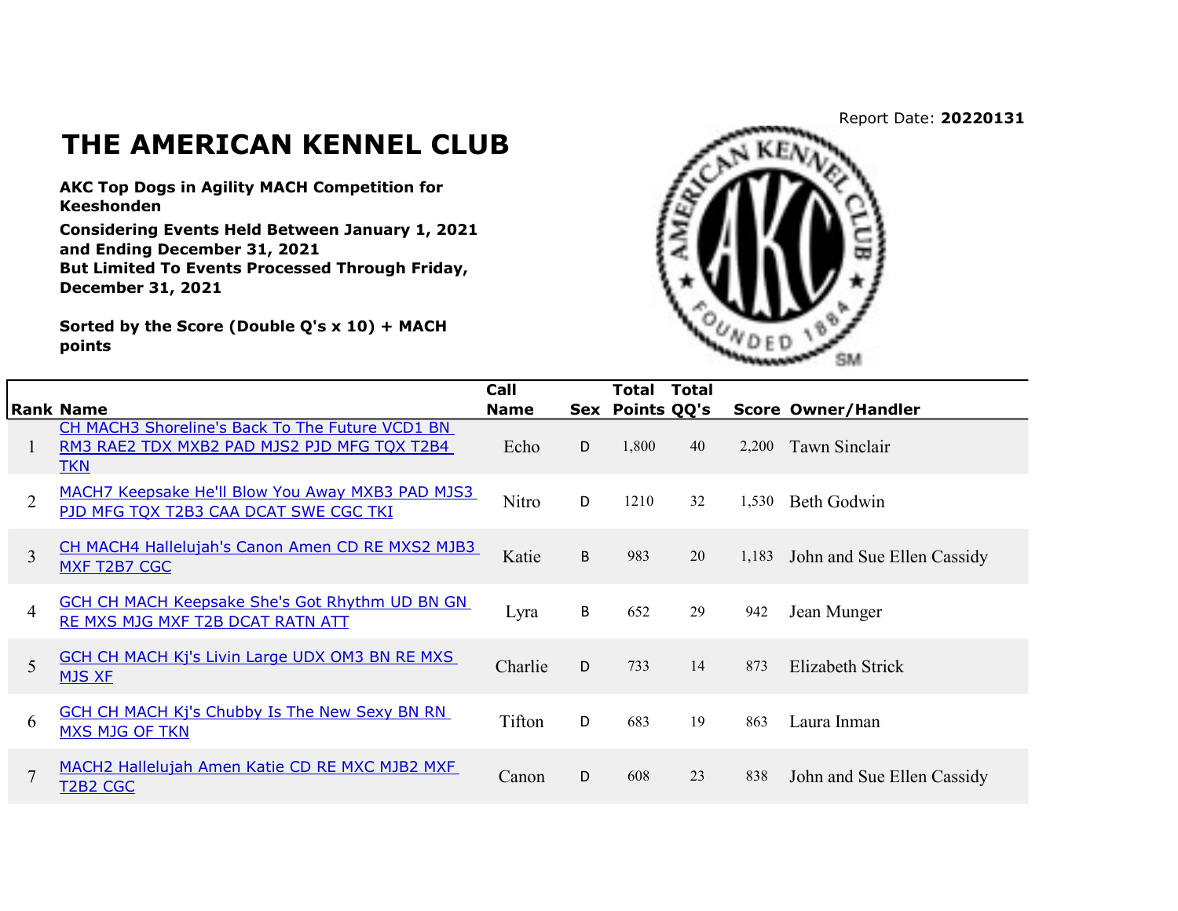Report Date: **20220131**

# THE AMERICAN KENNEL CLUB

**AKC Top Dogs in Agility MACH Competition for Keeshonden**

**Considering Events Held Between January 1, 2021 and Ending December 31, 2021**
**But Limited To Events Processed Through Friday, December 31, 2021**

**Sorted by the Score (Double Q's x 10) + MACH points**

| Rank | Name | Call Name | Sex | Total Points | Total QQ's | Score | Owner/Handler |
|---|---|---|---|---|---|---|---|
| 1 | CH MACH3 Shoreline's Back To The Future VCD1 BN RM3 RAE2 TDX MXB2 PAD MJS2 PJD MFG TQX T2B4 TKN | Echo | D | 1,800 | 40 | 2,200 | Tawn Sinclair |
| 2 | MACH7 Keepsake He'll Blow You Away MXB3 PAD MJS3 PJD MFG TQX T2B3 CAA DCAT SWE CGC TKI | Nitro | D | 1210 | 32 | 1,530 | Beth Godwin |
| 3 | CH MACH4 Hallelujah's Canon Amen CD RE MXS2 MJB3 MXF T2B7 CGC | Katie | B | 983 | 20 | 1,183 | John and Sue Ellen Cassidy |
| 4 | GCH CH MACH Keepsake She's Got Rhythm UD BN GN RE MXS MJG MXF T2B DCAT RATN ATT | Lyra | B | 652 | 29 | 942 | Jean Munger |
| 5 | GCH CH MACH Kj's Livin Large UDX OM3 BN RE MXS MJS XF | Charlie | D | 733 | 14 | 873 | Elizabeth Strick |
| 6 | GCH CH MACH Kj's Chubby Is The New Sexy BN RN MXS MJG OF TKN | Tifton | D | 683 | 19 | 863 | Laura Inman |
| 7 | MACH2 Hallelujah Amen Katie CD RE MXC MJB2 MXF T2B2 CGC | Canon | D | 608 | 23 | 838 | John and Sue Ellen Cassidy |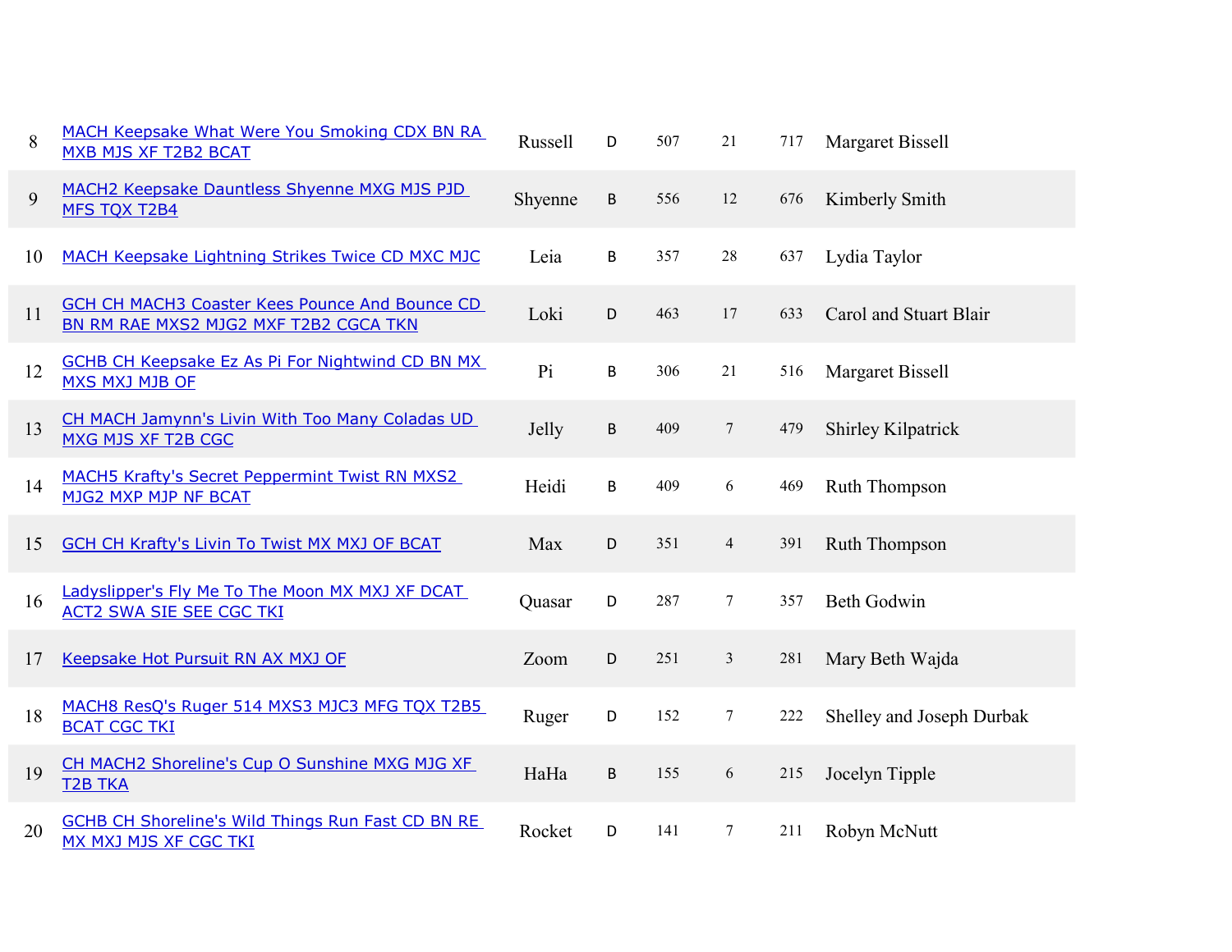| | | | | | | | |
|---|---|---|---|---|---|---|---|
| 8 | MACH Keepsake What Were You Smoking CDX BN RA MXB MJS XF T2B2 BCAT | Russell | D | 507 | 21 | 717 | Margaret Bissell |
| 9 | MACH2 Keepsake Dauntless Shyenne MXG MJS PJD MFS TQX T2B4 | Shyenne | B | 556 | 12 | 676 | Kimberly Smith |
| 10 | MACH Keepsake Lightning Strikes Twice CD MXC MJC | Leia | B | 357 | 28 | 637 | Lydia Taylor |
| 11 | GCH CH MACH3 Coaster Kees Pounce And Bounce CD BN RM RAE MXS2 MJG2 MXF T2B2 CGCA TKN | Loki | D | 463 | 17 | 633 | Carol and Stuart Blair |
| 12 | GCHB CH Keepsake Ez As Pi For Nightwind CD BN MX MXS MXJ MJB OF | Pi | B | 306 | 21 | 516 | Margaret Bissell |
| 13 | CH MACH Jamynn's Livin With Too Many Coladas UD MXG MJS XF T2B CGC | Jelly | B | 409 | 7 | 479 | Shirley Kilpatrick |
| 14 | MACH5 Krafty's Secret Peppermint Twist RN MXS2 MJG2 MXP MJP NF BCAT | Heidi | B | 409 | 6 | 469 | Ruth Thompson |
| 15 | GCH CH Krafty's Livin To Twist MX MXJ OF BCAT | Max | D | 351 | 4 | 391 | Ruth Thompson |
| 16 | Ladyslipper's Fly Me To The Moon MX MXJ XF DCAT ACT2 SWA SIE SEE CGC TKI | Quasar | D | 287 | 7 | 357 | Beth Godwin |
| 17 | Keepsake Hot Pursuit RN AX MXJ OF | Zoom | D | 251 | 3 | 281 | Mary Beth Wajda |
| 18 | MACH8 ResQ's Ruger 514 MXS3 MJC3 MFG TQX T2B5 BCAT CGC TKI | Ruger | D | 152 | 7 | 222 | Shelley and Joseph Durbak |
| 19 | CH MACH2 Shoreline's Cup O Sunshine MXG MJG XF T2B TKA | HaHa | B | 155 | 6 | 215 | Jocelyn Tipple |
| 20 | GCHB CH Shoreline's Wild Things Run Fast CD BN RE MX MXJ MJS XF CGC TKI | Rocket | D | 141 | 7 | 211 | Robyn McNutt |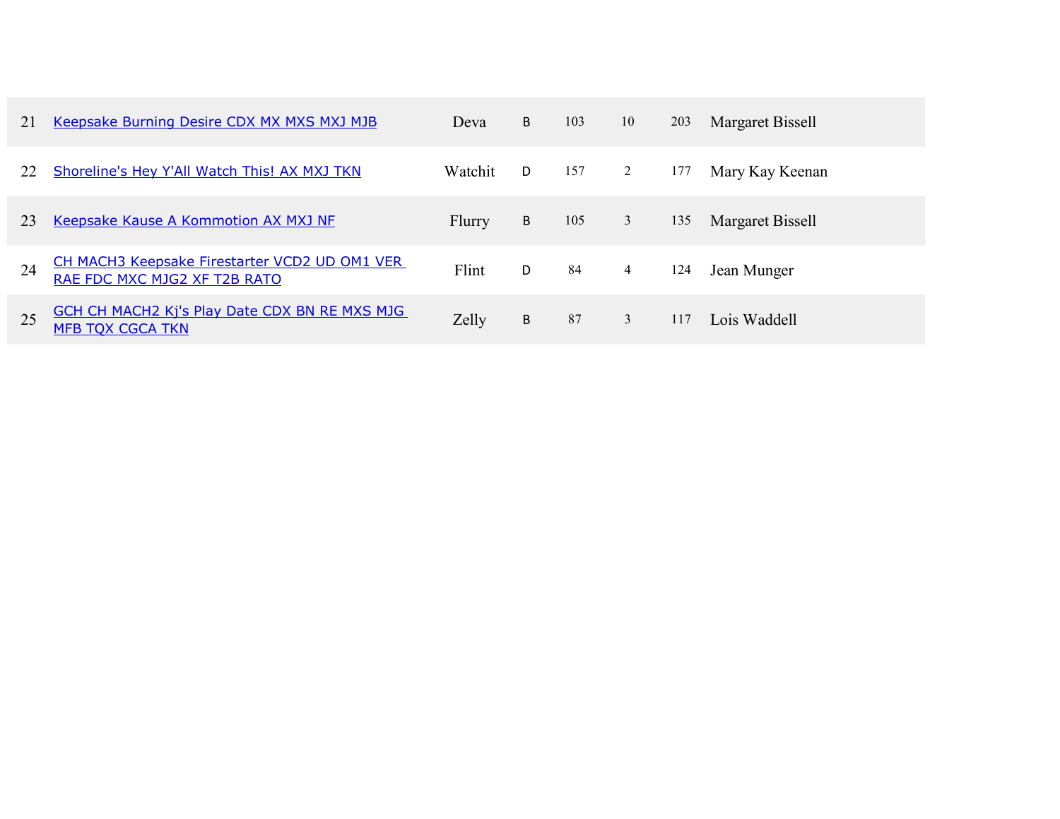| | | | | | | | |
|---|---|---|---|---|---|---|---|
| 21 | Keepsake Burning Desire CDX MX MXS MXJ MJB | Deva | B | 103 | 10 | 203 | Margaret Bissell |
| 22 | Shoreline's Hey Y'All Watch This! AX MXJ TKN | Watchit | D | 157 | 2 | 177 | Mary Kay Keenan |
| 23 | Keepsake Kause A Kommotion AX MXJ NF | Flurry | B | 105 | 3 | 135 | Margaret Bissell |
| 24 | CH MACH3 Keepsake Firestarter VCD2 UD OM1 VER RAE FDC MXC MJG2 XF T2B RATO | Flint | D | 84 | 4 | 124 | Jean Munger |
| 25 | GCH CH MACH2 Kj's Play Date CDX BN RE MXS MJG MFB TQX CGCA TKN | Zelly | B | 87 | 3 | 117 | Lois Waddell |